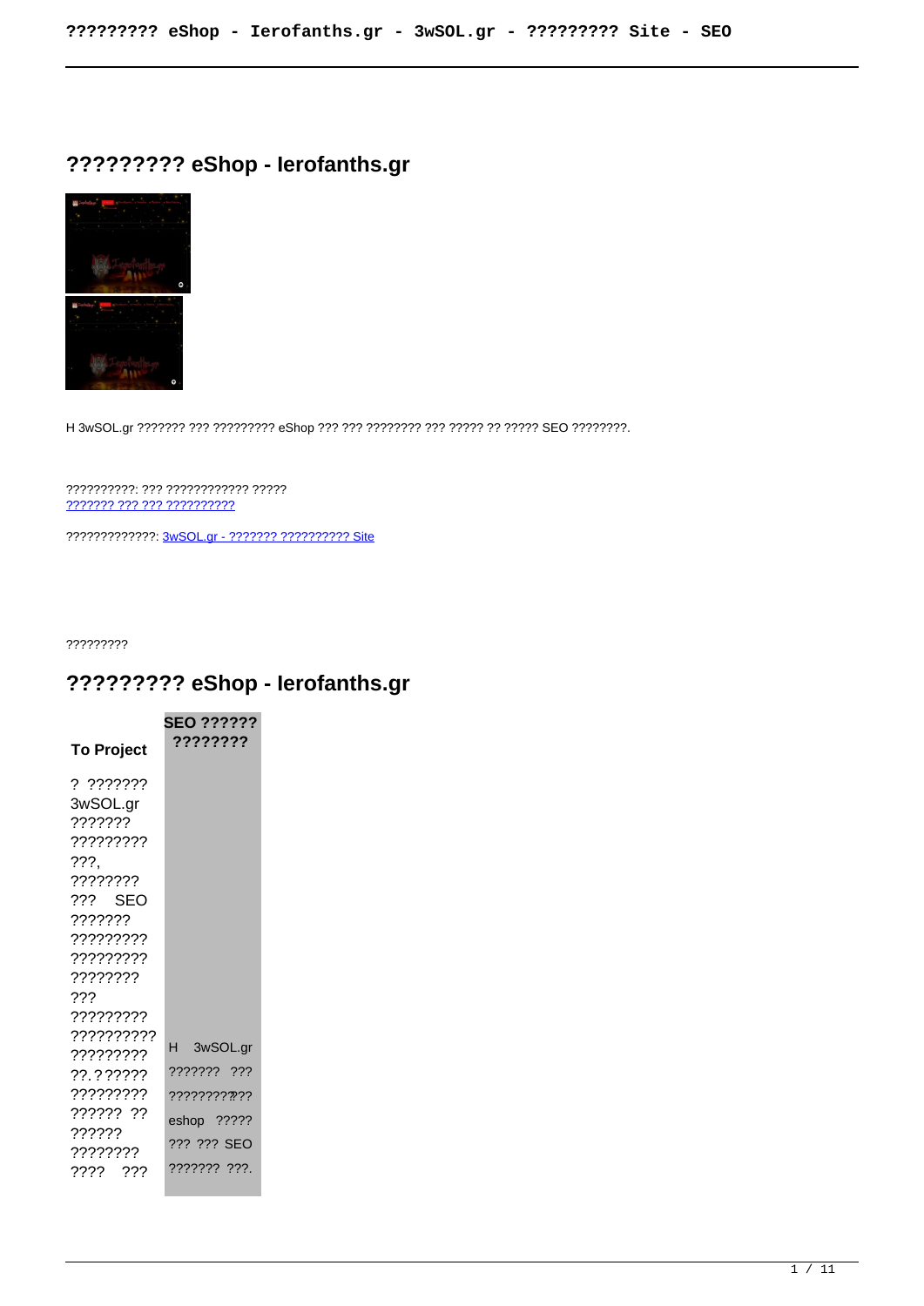# ????????? eShop - Ierofanths.gr

H 3wSOL.gr ??????? ??? ????????? eShop ??? ??? ???????? ??? ????? ?? ????? SEO ????????.

??????????: ??? ???????????? ?????
??????? ??? ??? ??????????

?????????????: 3wSOL.gr - ??????? ?????????? Site

?????????

## ????????? eShop - Ierofanths.gr

| To Project | SEO ?????? ???????? |
| --- | --- |
| ? ??????? 3wSOL.gr ??????? ????????? ???, ???????? ??? SEO ??????? ????????? ????????? ???????? ??? ????????? ?????????? ????????? ??.?????? ????????? ?????? ?? ?????? ???????? ???? ??? | H 3wSOL.gr ??????? ??? ????????? ??? eshop ????? ??? ??? SEO ??????? ???. |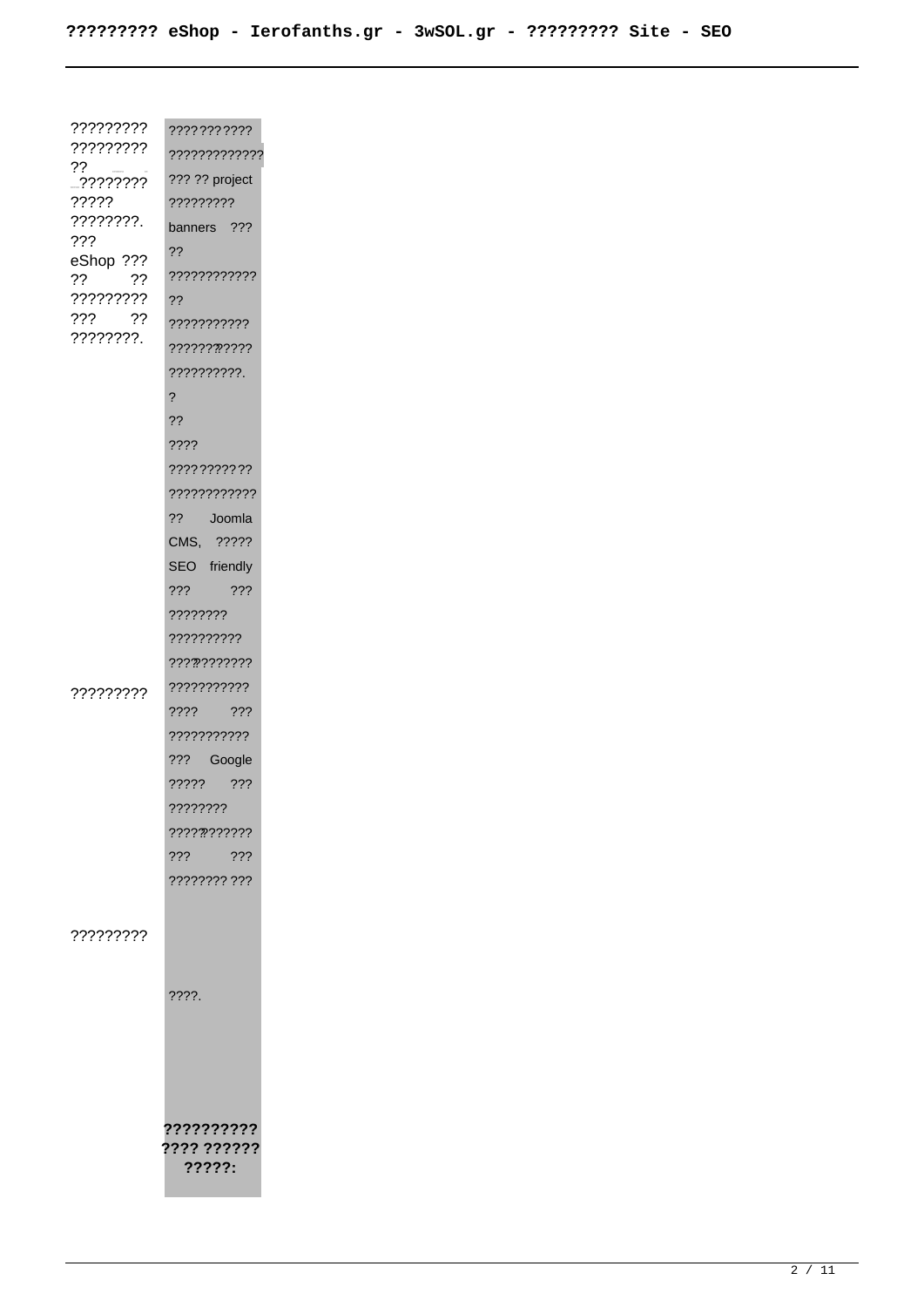| ????????? ????????? ?? ???????? ????? ????????. ??? eShop ??? ?? ?? ????????? ??? ?? ????????. | ??????????? ???????????? ??? ?? project ????????? banners ??? ?? ??????????? ?? ?????????? ??????????? ??????????. ? ?? ???? ??????????? ??????????? ?? Joomla CMS, ????? SEO friendly ??? ??? ???????? ?????????? ??????????? |
|---|---|
| ????????? | ??????????? ???? ??? ??????????? ??? Google ????? ??? ???????? ???????????? ??? ??? ???????? ??? |
| ????????? | ????. |
| | **?????????? ???? ?????? ?????:** |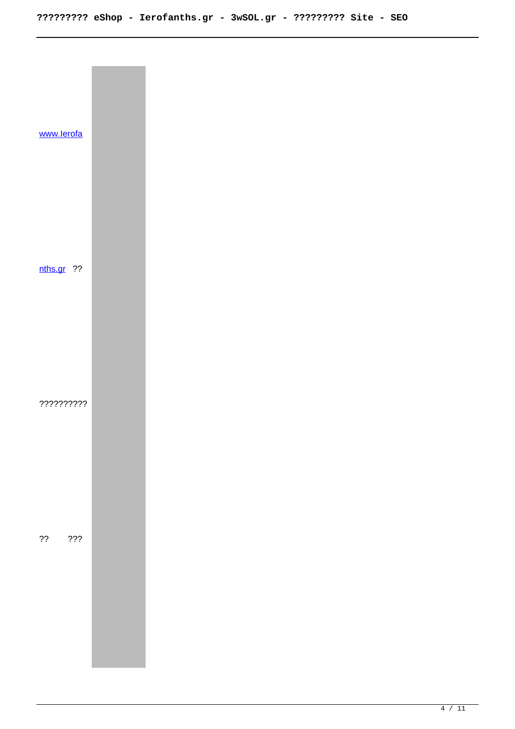www.Ierofa

nths.gr ??

??????????

?? ???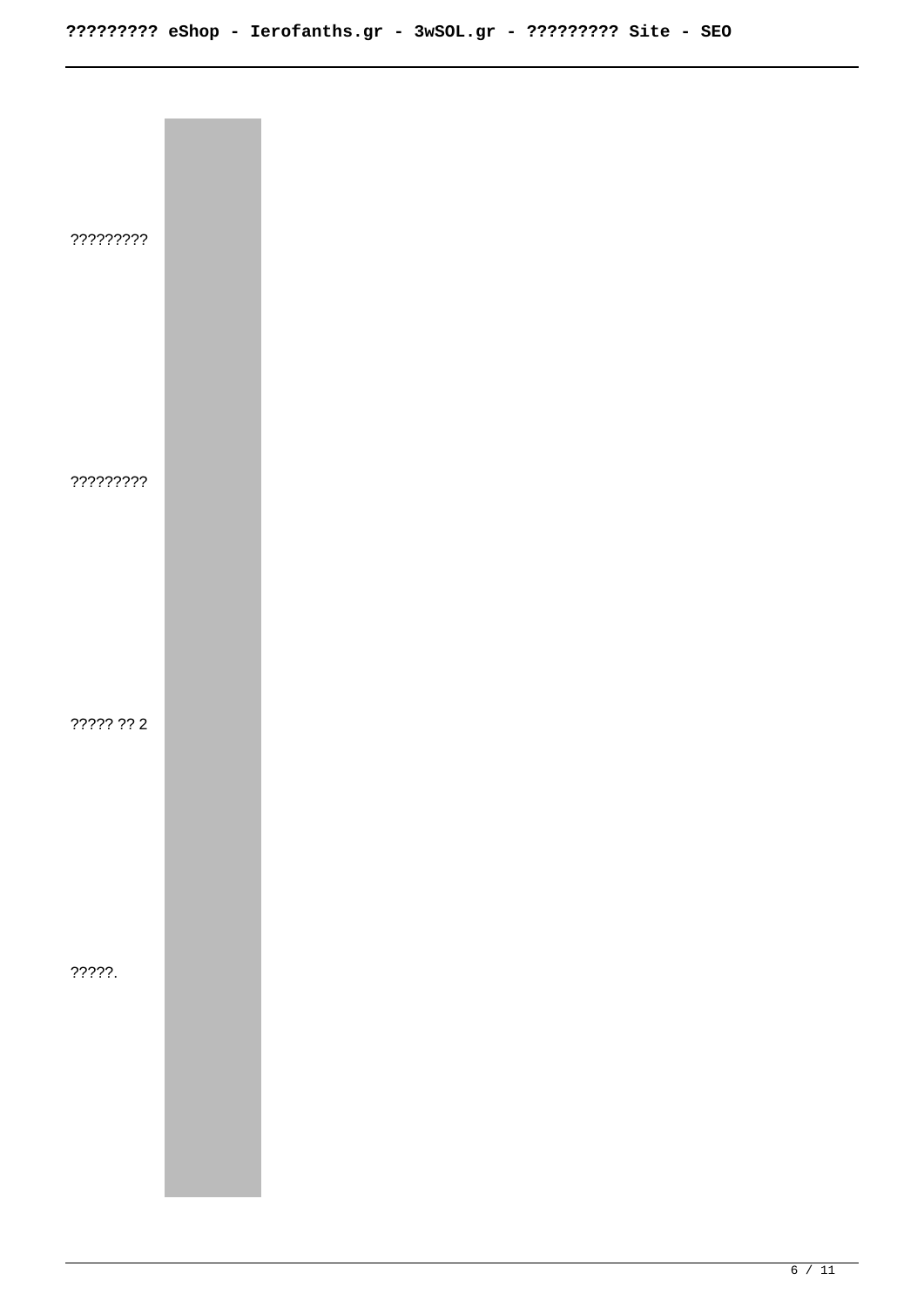?????????

?????????

????? ?? 2

?????.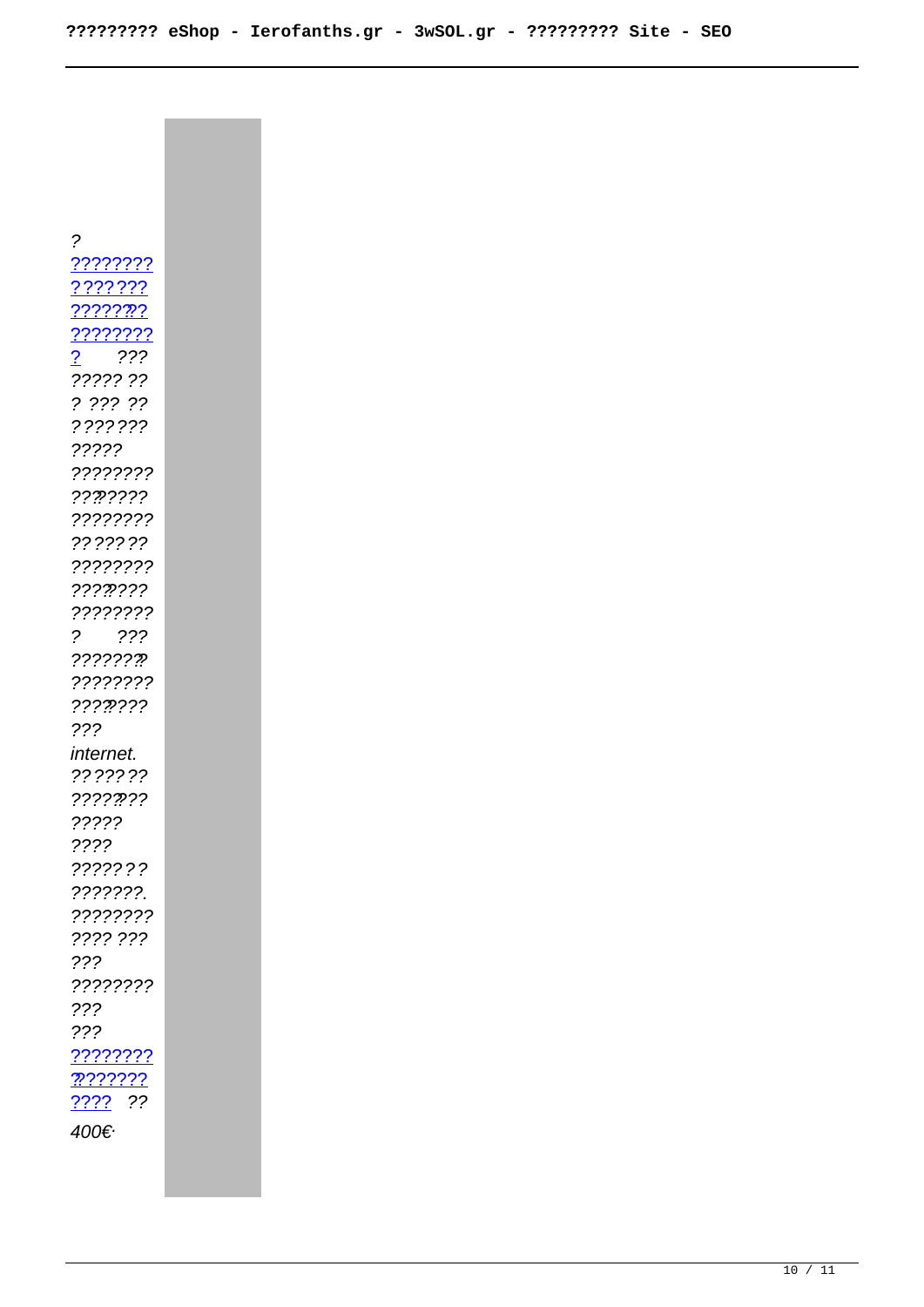*?*
[????????](#)
[???????](#)
[???????](#)
[????????](#)
[?](#) *???*
*????? ??*
*? ??? ??*
*???????*
*?????*
*????????*
*???????*
*????????*
*???????*
*????????*
*????????*
*????????*
*? ???*
*???????*
*????????*
*????????*
*???*
*internet.*
*???????*
*????????*
*?????*
*????*
*???????*
*???????.*
*????????*
*???? ???*
*???*
*????????*
*???*
*???*
[????????](#)
[???????](#)
[????](#) *??*
*400€·*